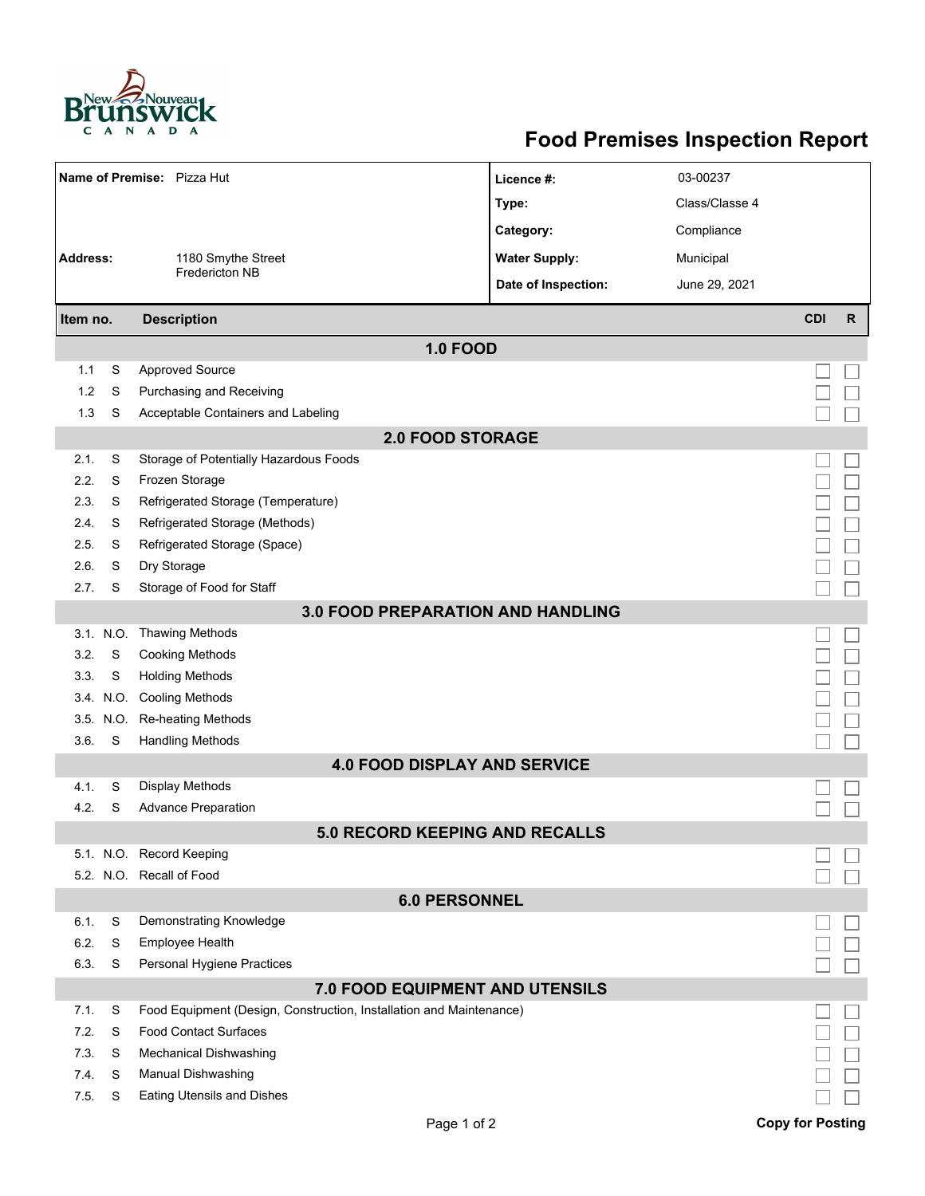New Brunswick / Nouveau Brunswick CANADA

# Food Premises Inspection Report

| | | | |
|---|---|---|---|
| **Name of Premise:** Pizza Hut | | **Licence #:** | 03-00237 |
| | | **Type:** | Class/Classe 4 |
| | | **Category:** | Compliance |
| **Address:** | 1180 Smythe Street Fredericton NB | **Water Supply:** | Municipal |
| | | **Date of Inspection:** | June 29, 2021 |

| Item no. | | Description | CDI | R |
|---|---|---|---|---|
| **1.0 FOOD** | | | | |
| 1.1 | S | Approved Source | ☐ | ☐ |
| 1.2 | S | Purchasing and Receiving | ☐ | ☐ |
| 1.3 | S | Acceptable Containers and Labeling | ☐ | ☐ |
| **2.0 FOOD STORAGE** | | | | |
| 2.1. | S | Storage of Potentially Hazardous Foods | ☐ | ☐ |
| 2.2. | S | Frozen Storage | ☐ | ☐ |
| 2.3. | S | Refrigerated Storage (Temperature) | ☐ | ☐ |
| 2.4. | S | Refrigerated Storage (Methods) | ☐ | ☐ |
| 2.5. | S | Refrigerated Storage (Space) | ☐ | ☐ |
| 2.6. | S | Dry Storage | ☐ | ☐ |
| 2.7. | S | Storage of Food for Staff | ☐ | ☐ |
| **3.0 FOOD PREPARATION AND HANDLING** | | | | |
| 3.1. | N.O. | Thawing Methods | ☐ | ☐ |
| 3.2. | S | Cooking Methods | ☐ | ☐ |
| 3.3. | S | Holding Methods | ☐ | ☐ |
| 3.4. | N.O. | Cooling Methods | ☐ | ☐ |
| 3.5. | N.O. | Re-heating Methods | ☐ | ☐ |
| 3.6. | S | Handling Methods | ☐ | ☐ |
| **4.0 FOOD DISPLAY AND SERVICE** | | | | |
| 4.1. | S | Display Methods | ☐ | ☐ |
| 4.2. | S | Advance Preparation | ☐ | ☐ |
| **5.0 RECORD KEEPING AND RECALLS** | | | | |
| 5.1. | N.O. | Record Keeping | ☐ | ☐ |
| 5.2. | N.O. | Recall of Food | ☐ | ☐ |
| **6.0 PERSONNEL** | | | | |
| 6.1. | S | Demonstrating Knowledge | ☐ | ☐ |
| 6.2. | S | Employee Health | ☐ | ☐ |
| 6.3. | S | Personal Hygiene Practices | ☐ | ☐ |
| **7.0 FOOD EQUIPMENT AND UTENSILS** | | | | |
| 7.1. | S | Food Equipment (Design, Construction, Installation and Maintenance) | ☐ | ☐ |
| 7.2. | S | Food Contact Surfaces | ☐ | ☐ |
| 7.3. | S | Mechanical Dishwashing | ☐ | ☐ |
| 7.4. | S | Manual Dishwashing | ☐ | ☐ |
| 7.5. | S | Eating Utensils and Dishes | ☐ | ☐ |

**Copy for Posting**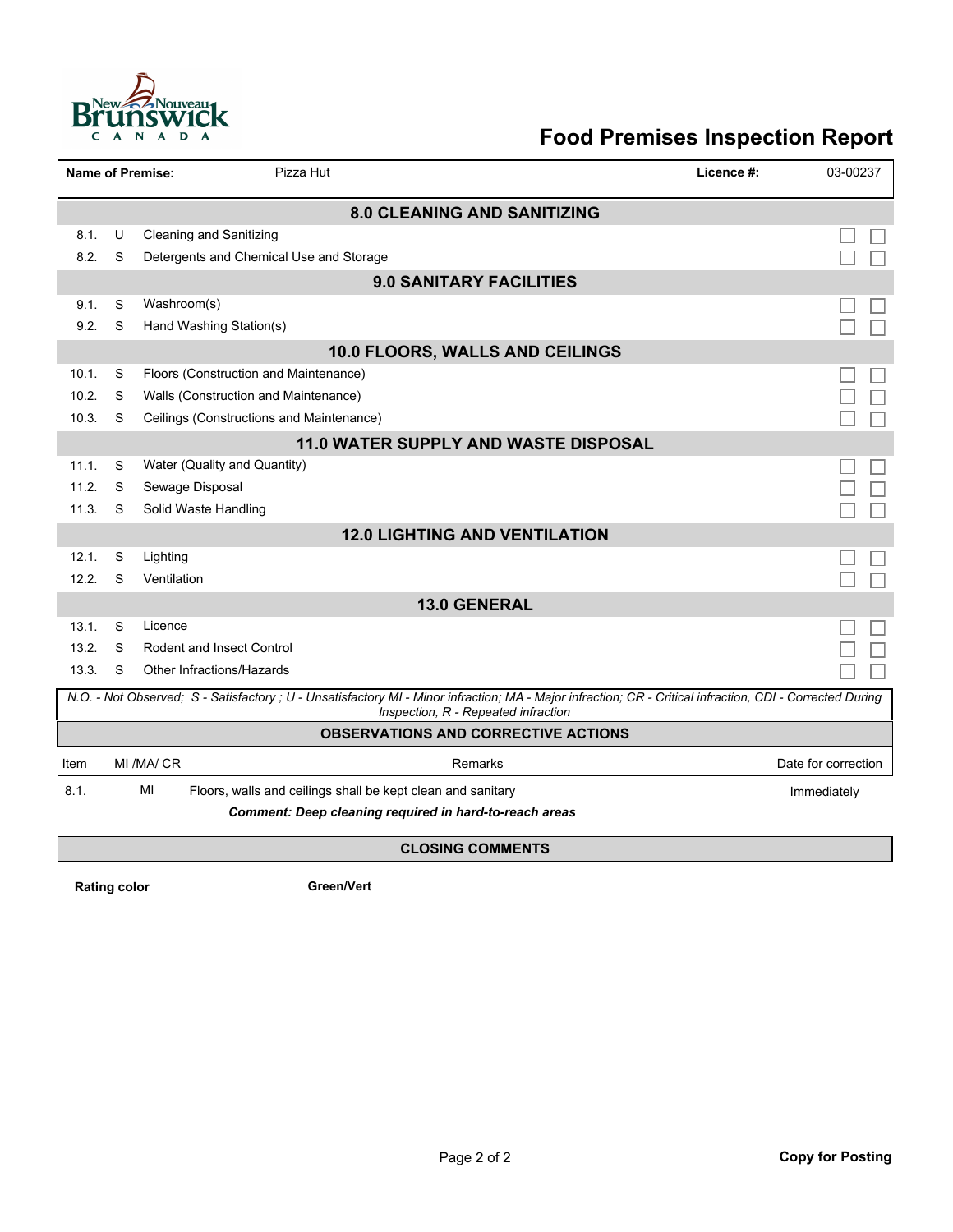# Food Premises Inspection Report

| **Name of Premise:** | Pizza Hut | **Licence #:** | 03-00237 |
|---|---|---|---|

## 8.0 CLEANING AND SANITIZING

| | | |
|---|---|---|
| 8.1. | U | Cleaning and Sanitizing |
| 8.2. | S | Detergents and Chemical Use and Storage |

## 9.0 SANITARY FACILITIES

| | | |
|---|---|---|
| 9.1. | S | Washroom(s) |
| 9.2. | S | Hand Washing Station(s) |

## 10.0 FLOORS, WALLS AND CEILINGS

| | | |
|---|---|---|
| 10.1. | S | Floors (Construction and Maintenance) |
| 10.2. | S | Walls (Construction and Maintenance) |
| 10.3. | S | Ceilings (Constructions and Maintenance) |

## 11.0 WATER SUPPLY AND WASTE DISPOSAL

| | | |
|---|---|---|
| 11.1. | S | Water (Quality and Quantity) |
| 11.2. | S | Sewage Disposal |
| 11.3. | S | Solid Waste Handling |

## 12.0 LIGHTING AND VENTILATION

| | | |
|---|---|---|
| 12.1. | S | Lighting |
| 12.2. | S | Ventilation |

## 13.0 GENERAL

| | | |
|---|---|---|
| 13.1. | S | Licence |
| 13.2. | S | Rodent and Insect Control |
| 13.3. | S | Other Infractions/Hazards |

*N.O. - Not Observed; S - Satisfactory ; U - Unsatisfactory MI - Minor infraction; MA - Major infraction; CR - Critical infraction, CDI - Corrected During Inspection, R - Repeated infraction*

## OBSERVATIONS AND CORRECTIVE ACTIONS

| Item | MI /MA/ CR | Remarks | Date for correction |
|---|---|---|---|
| 8.1. | MI | Floors, walls and ceilings shall be kept clean and sanitary | Immediately |

***Comment: Deep cleaning required in hard-to-reach areas***

## CLOSING COMMENTS

**Rating color** **Green/Vert**

**Copy for Posting**